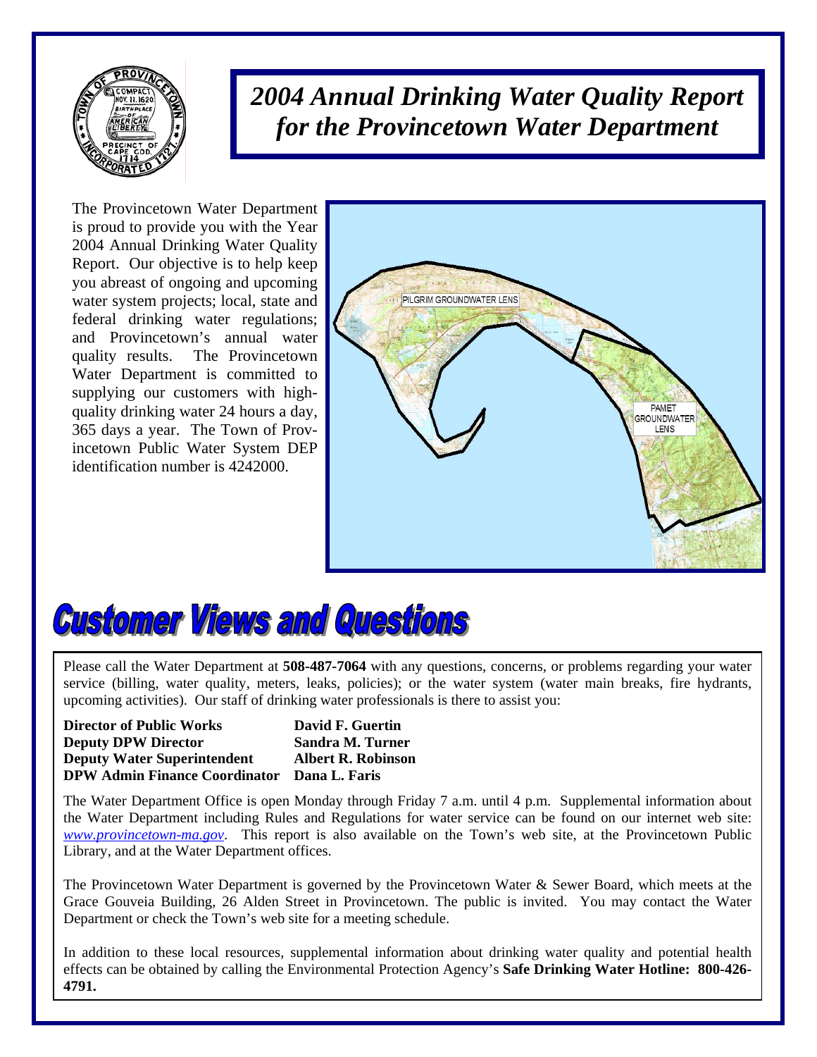# *2004 Annual Drinking Water Quality Report for the Provincetown Water Department*

The Provincetown Water Department is proud to provide you with the Year 2004 Annual Drinking Water Quality Report. Our objective is to help keep you abreast of ongoing and upcoming water system projects; local, state and federal drinking water regulations; and Provincetown's annual water quality results. The Provincetown Water Department is committed to supplying our customers with high-quality drinking water 24 hours a day, 365 days a year. The Town of Provincetown Public Water System DEP identification number is 4242000.

## Customer Views and Questions

Please call the Water Department at **508-487-7064** with any questions, concerns, or problems regarding your water service (billing, water quality, meters, leaks, policies); or the water system (water main breaks, fire hydrants, upcoming activities). Our staff of drinking water professionals is there to assist you:

| | |
|---|---|
| **Director of Public Works** | **David F. Guertin** |
| **Deputy DPW Director** | **Sandra M. Turner** |
| **Deputy Water Superintendent** | **Albert R. Robinson** |
| **DPW Admin Finance Coordinator** | **Dana L. Faris** |

The Water Department Office is open Monday through Friday 7 a.m. until 4 p.m. Supplemental information about the Water Department including Rules and Regulations for water service can be found on our internet web site: *www.provincetown-ma.gov*. This report is also available on the Town's web site, at the Provincetown Public Library, and at the Water Department offices.

The Provincetown Water Department is governed by the Provincetown Water & Sewer Board, which meets at the Grace Gouveia Building, 26 Alden Street in Provincetown. The public is invited. You may contact the Water Department or check the Town's web site for a meeting schedule.

In addition to these local resources, supplemental information about drinking water quality and potential health effects can be obtained by calling the Environmental Protection Agency's **Safe Drinking Water Hotline: 800-426-4791.**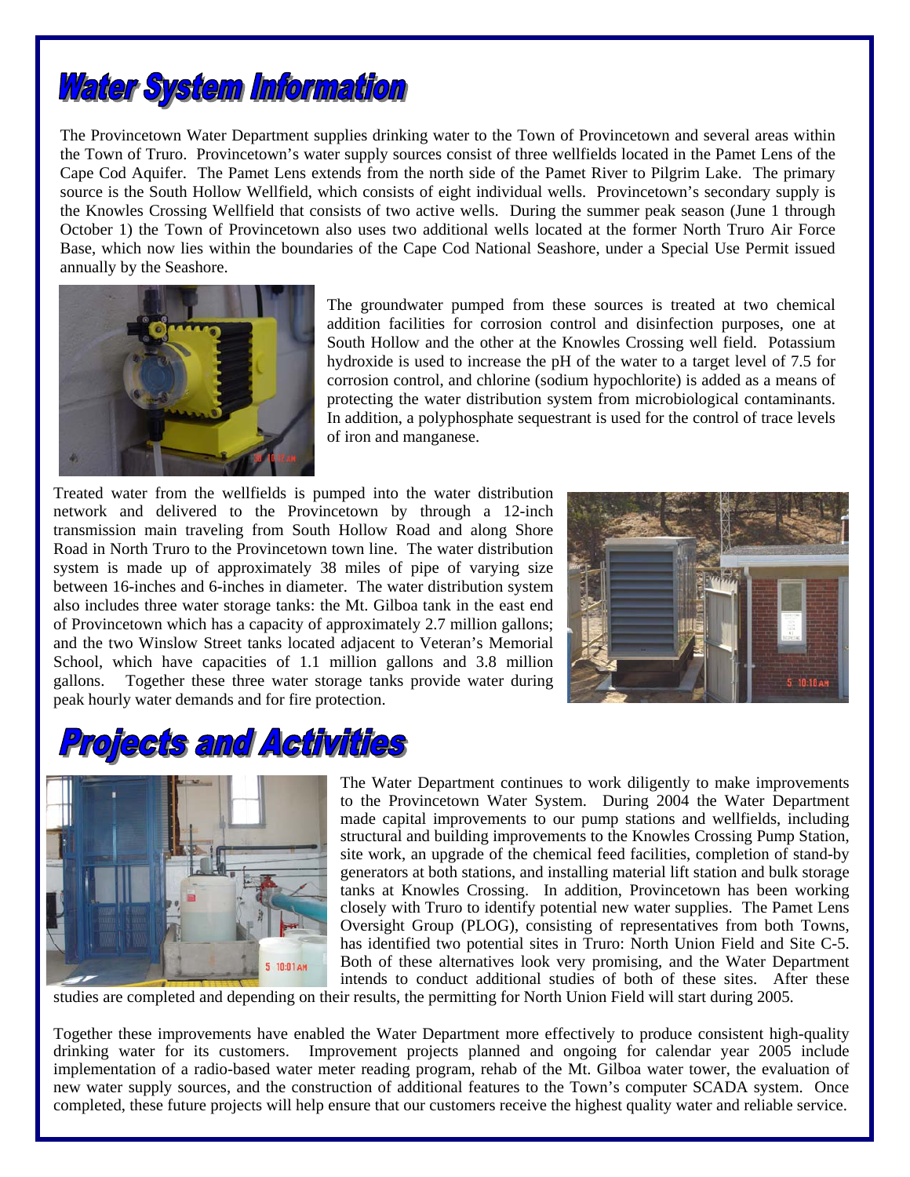# Water System Information

The Provincetown Water Department supplies drinking water to the Town of Provincetown and several areas within the Town of Truro. Provincetown's water supply sources consist of three wellfields located in the Pamet Lens of the Cape Cod Aquifer. The Pamet Lens extends from the north side of the Pamet River to Pilgrim Lake. The primary source is the South Hollow Wellfield, which consists of eight individual wells. Provincetown's secondary supply is the Knowles Crossing Wellfield that consists of two active wells. During the summer peak season (June 1 through October 1) the Town of Provincetown also uses two additional wells located at the former North Truro Air Force Base, which now lies within the boundaries of the Cape Cod National Seashore, under a Special Use Permit issued annually by the Seashore.

The groundwater pumped from these sources is treated at two chemical addition facilities for corrosion control and disinfection purposes, one at South Hollow and the other at the Knowles Crossing well field. Potassium hydroxide is used to increase the pH of the water to a target level of 7.5 for corrosion control, and chlorine (sodium hypochlorite) is added as a means of protecting the water distribution system from microbiological contaminants. In addition, a polyphosphate sequestrant is used for the control of trace levels of iron and manganese.

Treated water from the wellfields is pumped into the water distribution network and delivered to the Provincetown by through a 12-inch transmission main traveling from South Hollow Road and along Shore Road in North Truro to the Provincetown town line. The water distribution system is made up of approximately 38 miles of pipe of varying size between 16-inches and 6-inches in diameter. The water distribution system also includes three water storage tanks: the Mt. Gilboa tank in the east end of Provincetown which has a capacity of approximately 2.7 million gallons; and the two Winslow Street tanks located adjacent to Veteran's Memorial School, which have capacities of 1.1 million gallons and 3.8 million gallons. Together these three water storage tanks provide water during peak hourly water demands and for fire protection.

# Projects and Activities

The Water Department continues to work diligently to make improvements to the Provincetown Water System. During 2004 the Water Department made capital improvements to our pump stations and wellfields, including structural and building improvements to the Knowles Crossing Pump Station, site work, an upgrade of the chemical feed facilities, completion of stand-by generators at both stations, and installing material lift station and bulk storage tanks at Knowles Crossing. In addition, Provincetown has been working closely with Truro to identify potential new water supplies. The Pamet Lens Oversight Group (PLOG), consisting of representatives from both Towns, has identified two potential sites in Truro: North Union Field and Site C-5. Both of these alternatives look very promising, and the Water Department intends to conduct additional studies of both of these sites. After these studies are completed and depending on their results, the permitting for North Union Field will start during 2005.

Together these improvements have enabled the Water Department more effectively to produce consistent high-quality drinking water for its customers. Improvement projects planned and ongoing for calendar year 2005 include implementation of a radio-based water meter reading program, rehab of the Mt. Gilboa water tower, the evaluation of new water supply sources, and the construction of additional features to the Town's computer SCADA system. Once completed, these future projects will help ensure that our customers receive the highest quality water and reliable service.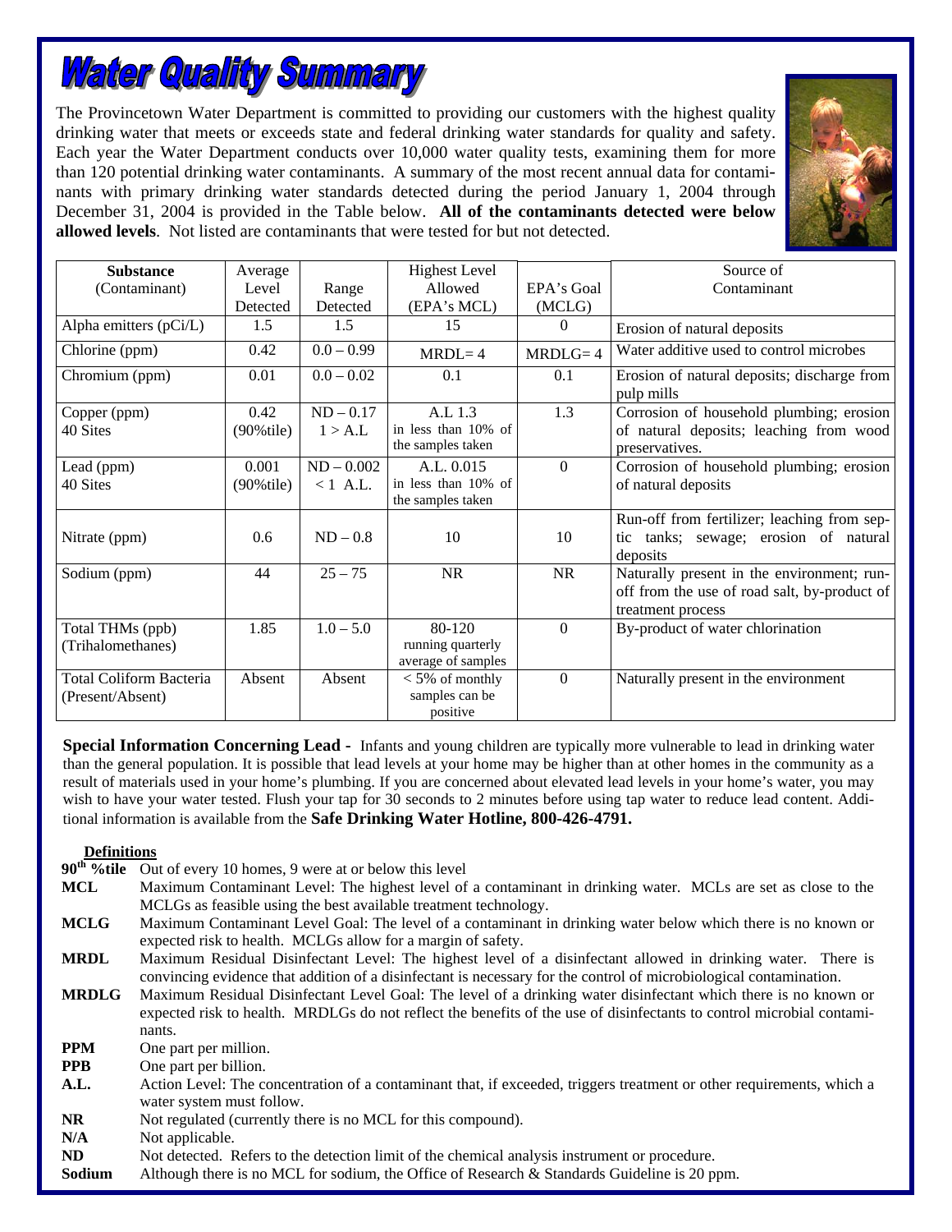# Water Quality Summary

The Provincetown Water Department is committed to providing our customers with the highest quality drinking water that meets or exceeds state and federal drinking water standards for quality and safety. Each year the Water Department conducts over 10,000 water quality tests, examining them for more than 120 potential drinking water contaminants. A summary of the most recent annual data for contaminants with primary drinking water standards detected during the period January 1, 2004 through December 31, 2004 is provided in the Table below. **All of the contaminants detected were below allowed levels**. Not listed are contaminants that were tested for but not detected.

| Substance (Contaminant) | Average Level Detected | Range Detected | Highest Level Allowed (EPA's MCL) | EPA's Goal (MCLG) | Source of Contaminant |
|---|---|---|---|---|---|
| Alpha emitters (pCi/L) | 1.5 | 1.5 | 15 | 0 | Erosion of natural deposits |
| Chlorine (ppm) | 0.42 | 0.0 – 0.99 | MRDL= 4 | MRDLG= 4 | Water additive used to control microbes |
| Chromium (ppm) | 0.01 | 0.0 – 0.02 | 0.1 | 0.1 | Erosion of natural deposits; discharge from pulp mills |
| Copper (ppm) 40 Sites | 0.42 (90%tile) | ND – 0.17 1 > A.L | A.L 1.3 in less than 10% of the samples taken | 1.3 | Corrosion of household plumbing; erosion of natural deposits; leaching from wood preservatives. |
| Lead (ppm) 40 Sites | 0.001 (90%tile) | ND – 0.002 < 1 A.L. | A.L. 0.015 in less than 10% of the samples taken | 0 | Corrosion of household plumbing; erosion of natural deposits |
| Nitrate (ppm) | 0.6 | ND – 0.8 | 10 | 10 | Run-off from fertilizer; leaching from septic tanks; sewage; erosion of natural deposits |
| Sodium (ppm) | 44 | 25 – 75 | NR | NR | Naturally present in the environment; run-off from the use of road salt, by-product of treatment process |
| Total THMs (ppb) (Trihalomethanes) | 1.85 | 1.0 – 5.0 | 80-120 running quarterly average of samples | 0 | By-product of water chlorination |
| Total Coliform Bacteria (Present/Absent) | Absent | Absent | < 5% of monthly samples can be positive | 0 | Naturally present in the environment |

**Special Information Concerning Lead -** Infants and young children are typically more vulnerable to lead in drinking water than the general population. It is possible that lead levels at your home may be higher than at other homes in the community as a result of materials used in your home's plumbing. If you are concerned about elevated lead levels in your home's water, you may wish to have your water tested. Flush your tap for 30 seconds to 2 minutes before using tap water to reduce lead content. Additional information is available from the **Safe Drinking Water Hotline, 800-426-4791.**

**Definitions**

- **90th %tile** Out of every 10 homes, 9 were at or below this level
- **MCL** Maximum Contaminant Level: The highest level of a contaminant in drinking water. MCLs are set as close to the MCLGs as feasible using the best available treatment technology.
- **MCLG** Maximum Contaminant Level Goal: The level of a contaminant in drinking water below which there is no known or expected risk to health. MCLGs allow for a margin of safety.
- **MRDL** Maximum Residual Disinfectant Level: The highest level of a disinfectant allowed in drinking water. There is convincing evidence that addition of a disinfectant is necessary for the control of microbiological contamination.
- **MRDLG** Maximum Residual Disinfectant Level Goal: The level of a drinking water disinfectant which there is no known or expected risk to health. MRDLGs do not reflect the benefits of the use of disinfectants to control microbial contaminants.
- **PPM** One part per million.
- **PPB** One part per billion.
- **A.L.** Action Level: The concentration of a contaminant that, if exceeded, triggers treatment or other requirements, which a water system must follow.
- **NR** Not regulated (currently there is no MCL for this compound).
- **N/A** Not applicable.
- **ND** Not detected. Refers to the detection limit of the chemical analysis instrument or procedure.
- **Sodium** Although there is no MCL for sodium, the Office of Research & Standards Guideline is 20 ppm.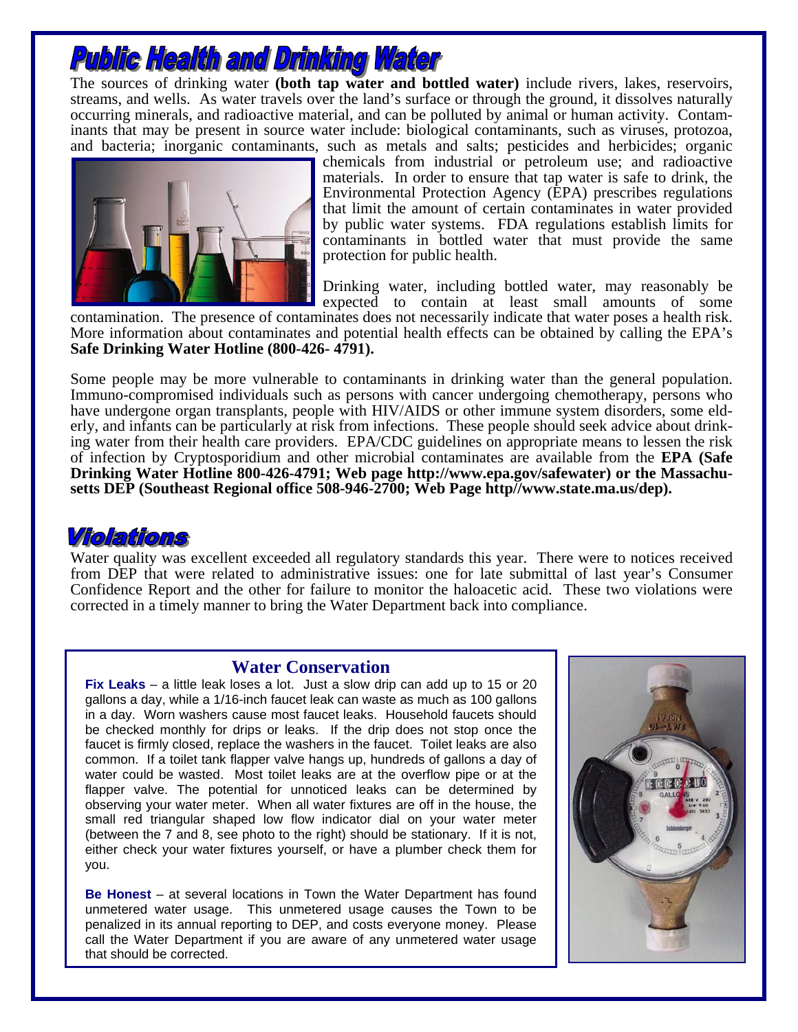# Public Health and Drinking Water

The sources of drinking water **(both tap water and bottled water)** include rivers, lakes, reservoirs, streams, and wells. As water travels over the land's surface or through the ground, it dissolves naturally occurring minerals, and radioactive material, and can be polluted by animal or human activity. Contaminants that may be present in source water include: biological contaminants, such as viruses, protozoa, and bacteria; inorganic contaminants, such as metals and salts; pesticides and herbicides; organic chemicals from industrial or petroleum use; and radioactive materials. In order to ensure that tap water is safe to drink, the Environmental Protection Agency (EPA) prescribes regulations that limit the amount of certain contaminates in water provided by public water systems. FDA regulations establish limits for contaminants in bottled water that must provide the same protection for public health.

Drinking water, including bottled water, may reasonably be expected to contain at least small amounts of some contamination. The presence of contaminates does not necessarily indicate that water poses a health risk. More information about contaminates and potential health effects can be obtained by calling the EPA's **Safe Drinking Water Hotline (800-426- 4791).**

Some people may be more vulnerable to contaminants in drinking water than the general population. Immuno-compromised individuals such as persons with cancer undergoing chemotherapy, persons who have undergone organ transplants, people with HIV/AIDS or other immune system disorders, some elderly, and infants can be particularly at risk from infections. These people should seek advice about drinking water from their health care providers. EPA/CDC guidelines on appropriate means to lessen the risk of infection by Cryptosporidium and other microbial contaminates are available from the **EPA (Safe Drinking Water Hotline 800-426-4791; Web page http://www.epa.gov/safewater) or the Massachusetts DEP (Southeast Regional office 508-946-2700; Web Page http//www.state.ma.us/dep).**

# Violations

Water quality was excellent exceeded all regulatory standards this year. There were to notices received from DEP that were related to administrative issues: one for late submittal of last year's Consumer Confidence Report and the other for failure to monitor the haloacetic acid. These two violations were corrected in a timely manner to bring the Water Department back into compliance.

## Water Conservation

**Fix Leaks** – a little leak loses a lot. Just a slow drip can add up to 15 or 20 gallons a day, while a 1/16-inch faucet leak can waste as much as 100 gallons in a day. Worn washers cause most faucet leaks. Household faucets should be checked monthly for drips or leaks. If the drip does not stop once the faucet is firmly closed, replace the washers in the faucet. Toilet leaks are also common. If a toilet tank flapper valve hangs up, hundreds of gallons a day of water could be wasted. Most toilet leaks are at the overflow pipe or at the flapper valve. The potential for unnoticed leaks can be determined by observing your water meter. When all water fixtures are off in the house, the small red triangular shaped low flow indicator dial on your water meter (between the 7 and 8, see photo to the right) should be stationary. If it is not, either check your water fixtures yourself, or have a plumber check them for you.

**Be Honest** – at several locations in Town the Water Department has found unmetered water usage. This unmetered usage causes the Town to be penalized in its annual reporting to DEP, and costs everyone money. Please call the Water Department if you are aware of any unmetered water usage that should be corrected.